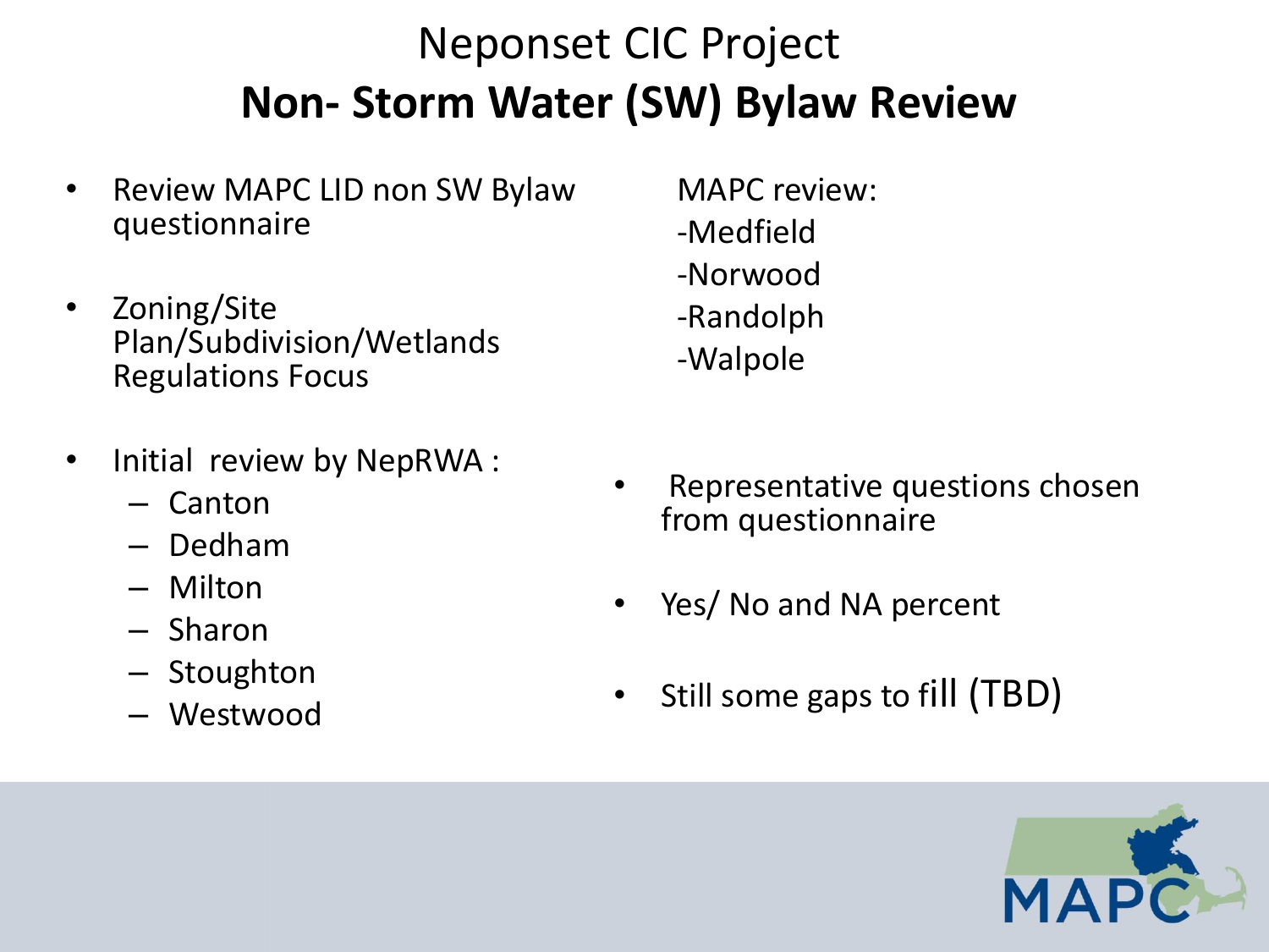# Neponset CIC Project

## Non- Storm Water (SW) Bylaw Review

- Review MAPC LID non SW Bylaw questionnaire
- Zoning/Site Plan/Subdivision/Wetlands Regulations Focus
- Initial review by NepRWA :
  - Canton
  - Dedham
  - Milton
  - Sharon
  - Stoughton
  - Westwood

MAPC review:
- Medfield
- Norwood
- Randolph
- Walpole

- Representative questions chosen from questionnaire
- Yes/ No and NA percent
- Still some gaps to fill (TBD)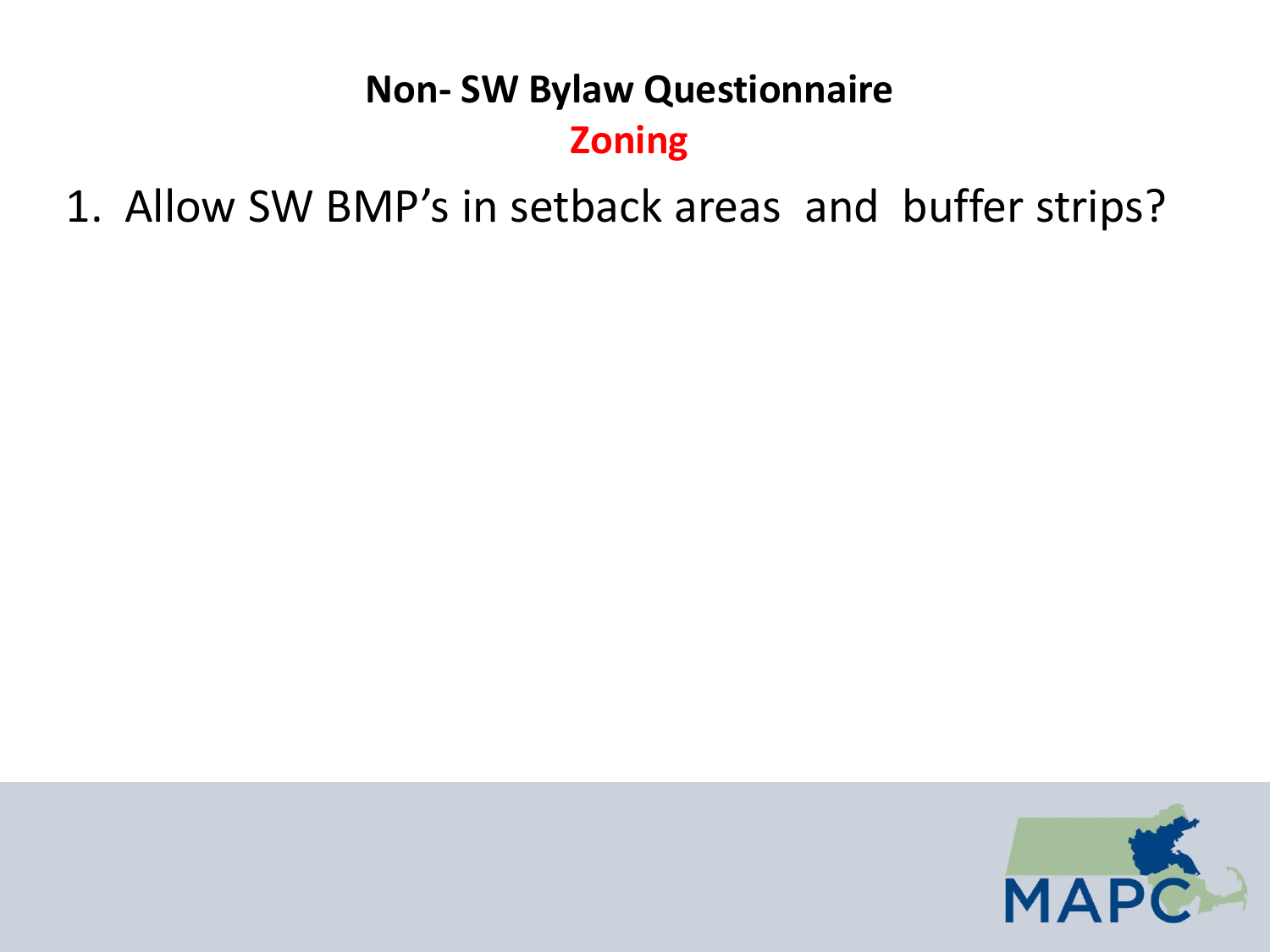# Non- SW Bylaw Questionnaire

## Zoning

1. Allow SW BMP’s in setback areas and buffer strips?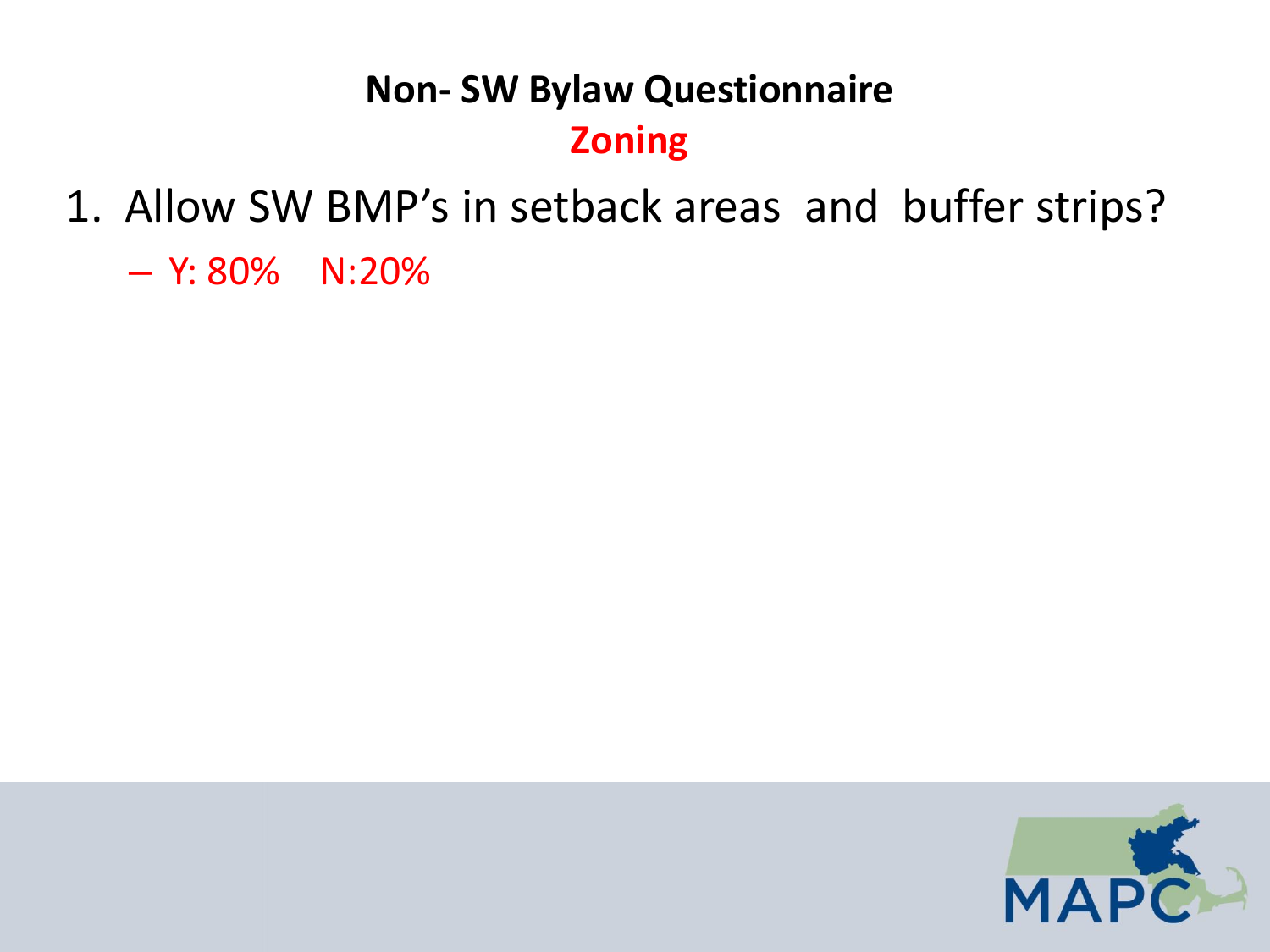## Non- SW Bylaw Questionnaire

### Zoning

1. Allow SW BMP's in setback areas and buffer strips?
   - Y: 80% N:20%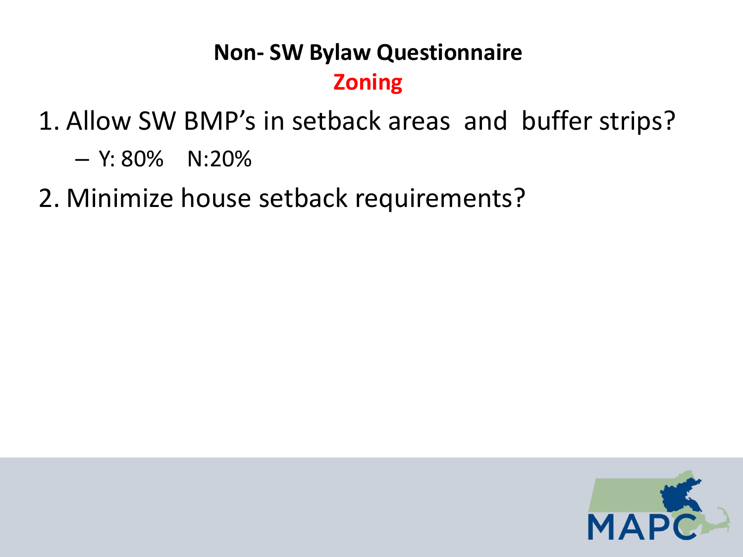## Non- SW Bylaw Questionnaire

### Zoning

1. Allow SW BMP's in setback areas and buffer strips?
   - Y: 80% N:20%
2. Minimize house setback requirements?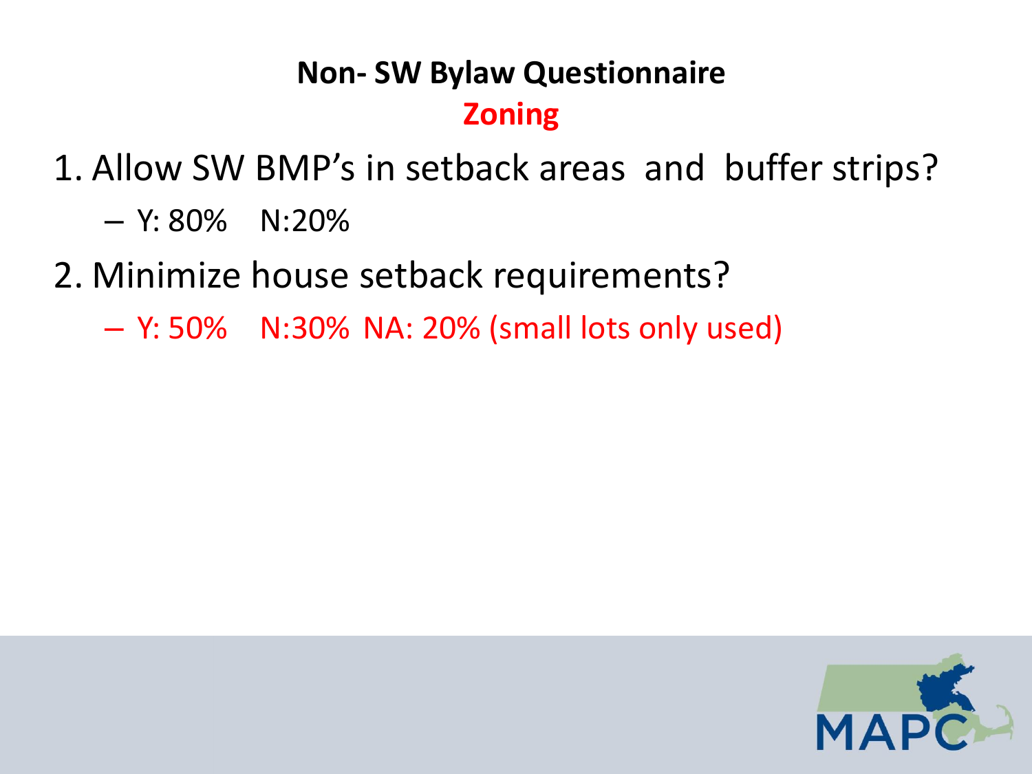## Non- SW Bylaw Questionnaire

### Zoning

1. Allow SW BMP's in setback areas and buffer strips?
   - Y: 80% N:20%
2. Minimize house setback requirements?
   - Y: 50% N:30% NA: 20% (small lots only used)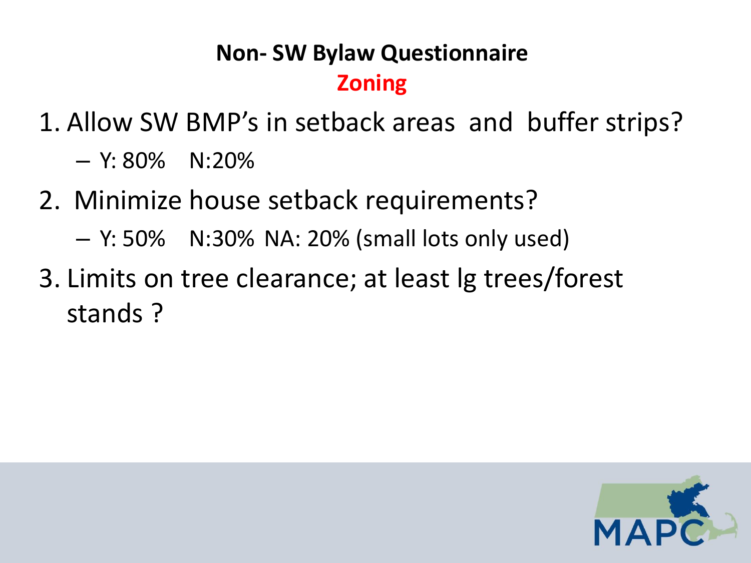## Non- SW Bylaw Questionnaire

### Zoning

1. Allow SW BMP's in setback areas and buffer strips?
   - Y: 80% N:20%
2. Minimize house setback requirements?
   - Y: 50% N:30% NA: 20% (small lots only used)
3. Limits on tree clearance; at least lg trees/forest stands ?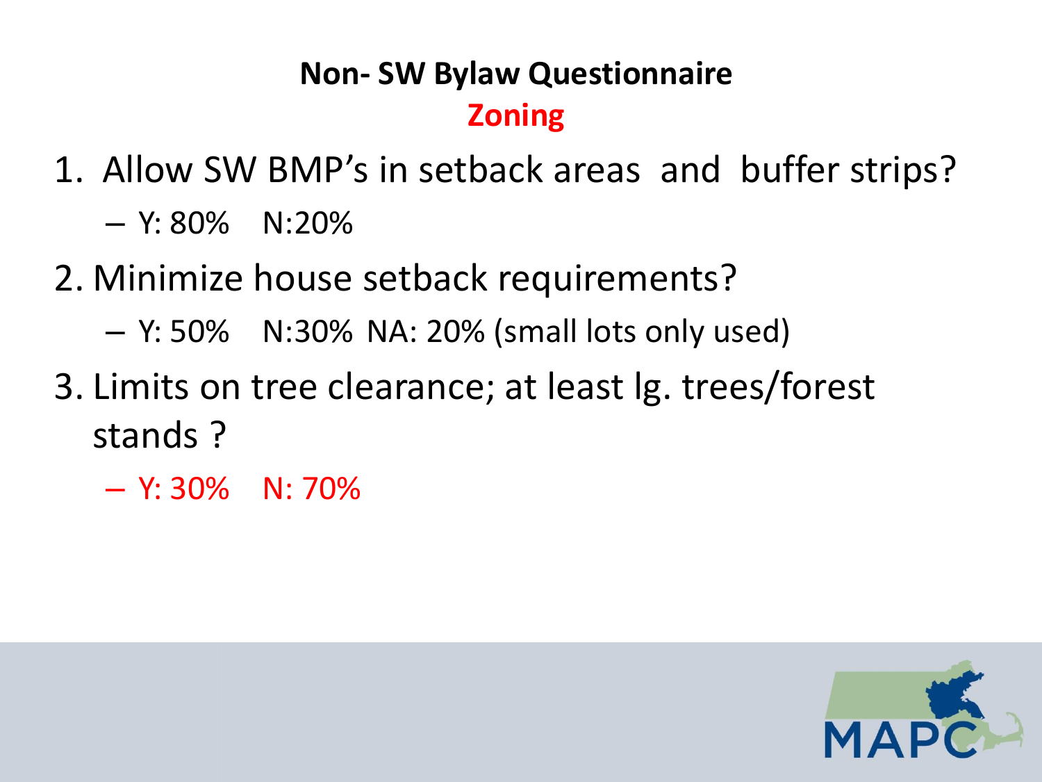## Non- SW Bylaw Questionnaire

### Zoning

1. Allow SW BMP's in setback areas and buffer strips?
   - Y: 80% N:20%
2. Minimize house setback requirements?
   - Y: 50% N:30% NA: 20% (small lots only used)
3. Limits on tree clearance; at least lg. trees/forest stands ?
   - Y: 30% N: 70%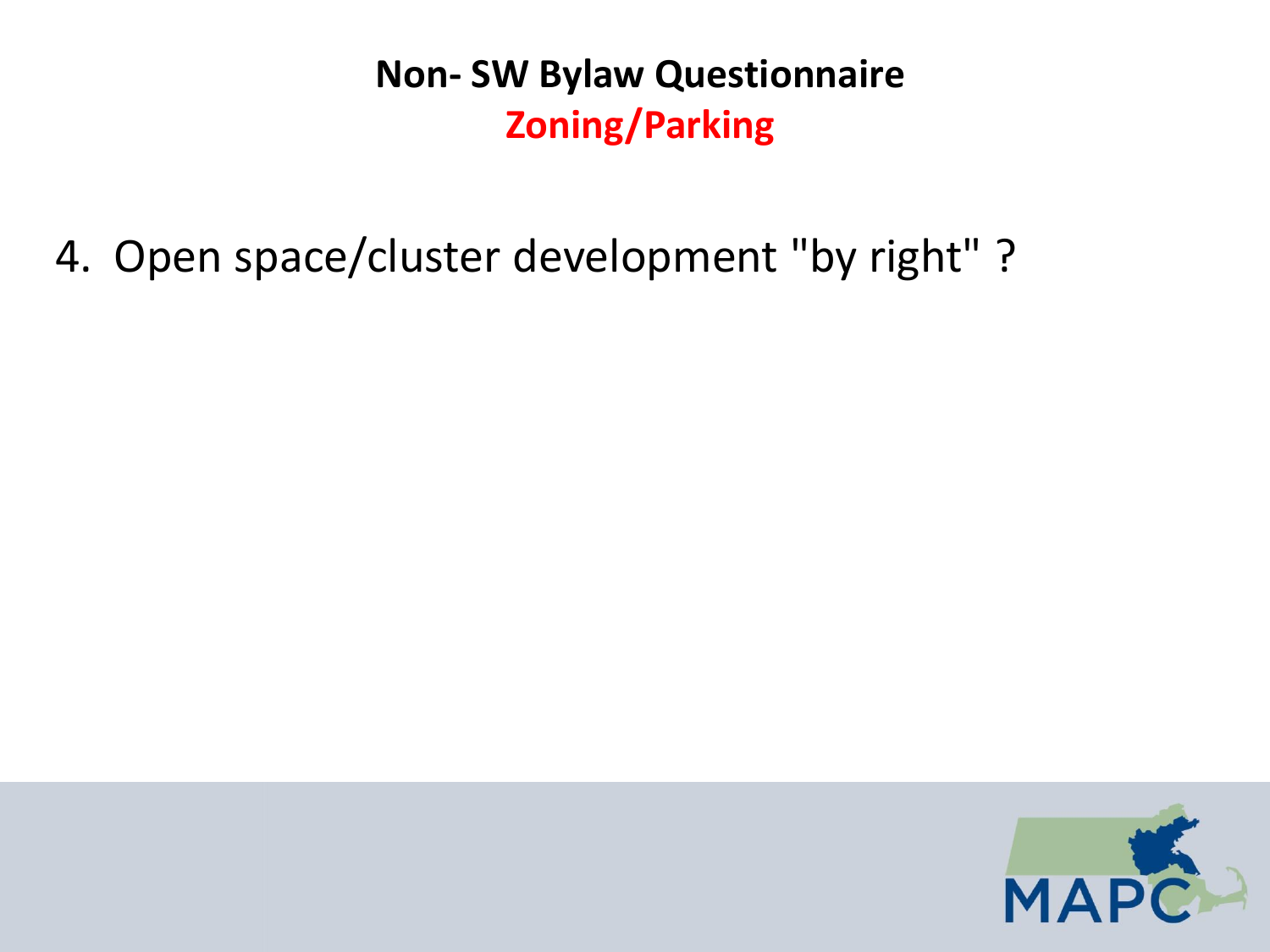# Non- SW Bylaw Questionnaire

## Zoning/Parking

4. Open space/cluster development "by right" ?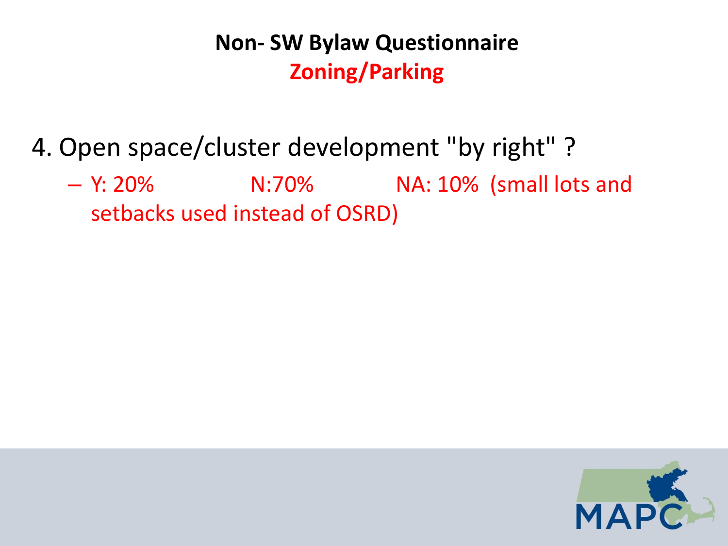# Non- SW Bylaw Questionnaire

## Zoning/Parking

4. Open space/cluster development "by right" ?
   - Y: 20% N:70% NA: 10% (small lots and setbacks used instead of OSRD)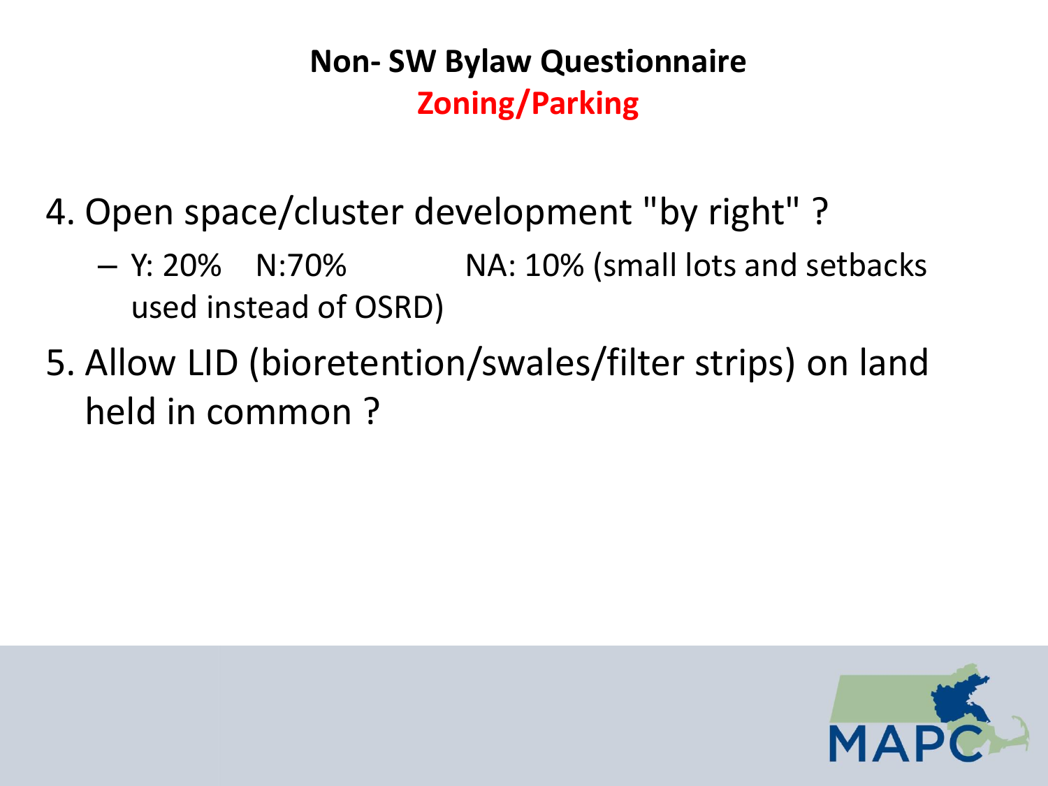## Non- SW Bylaw Questionnaire

### Zoning/Parking

4. Open space/cluster development "by right" ?
   - Y: 20% N:70% NA: 10% (small lots and setbacks used instead of OSRD)
5. Allow LID (bioretention/swales/filter strips) on land held in common ?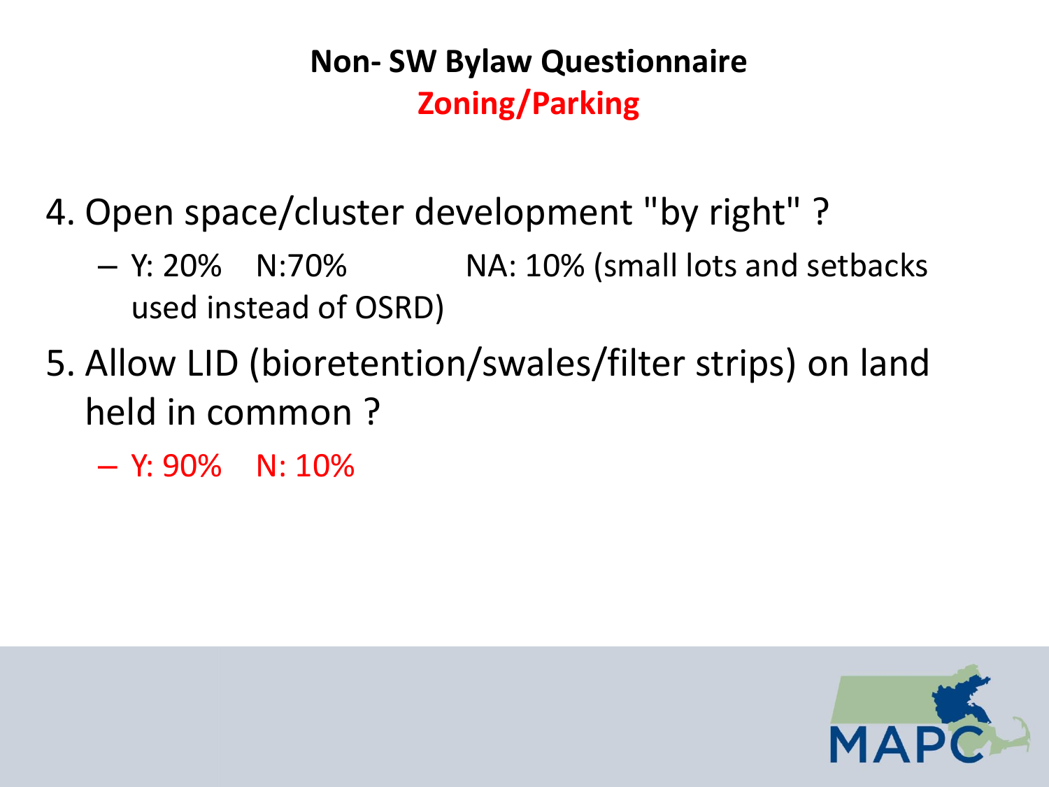## Non- SW Bylaw Questionnaire
## Zoning/Parking

4. Open space/cluster development "by right" ?
   - Y: 20% N:70% NA: 10% (small lots and setbacks used instead of OSRD)
5. Allow LID (bioretention/swales/filter strips) on land held in common ?
   - Y: 90% N: 10%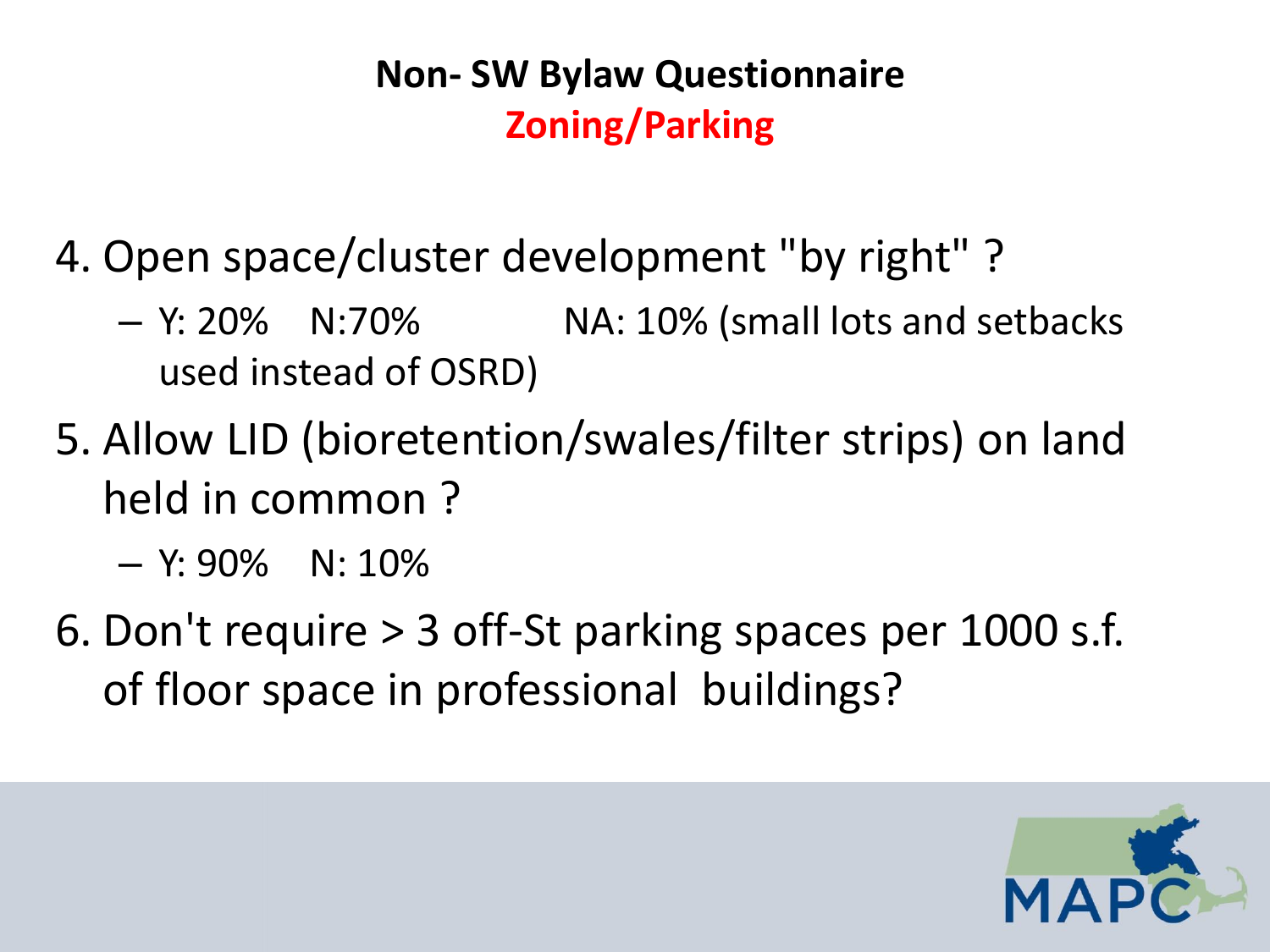## Non- SW Bylaw Questionnaire

### Zoning/Parking

4. Open space/cluster development "by right" ?
   - Y: 20% N:70% NA: 10% (small lots and setbacks used instead of OSRD)
5. Allow LID (bioretention/swales/filter strips) on land held in common ?
   - Y: 90% N: 10%
6. Don't require > 3 off-St parking spaces per 1000 s.f. of floor space in professional buildings?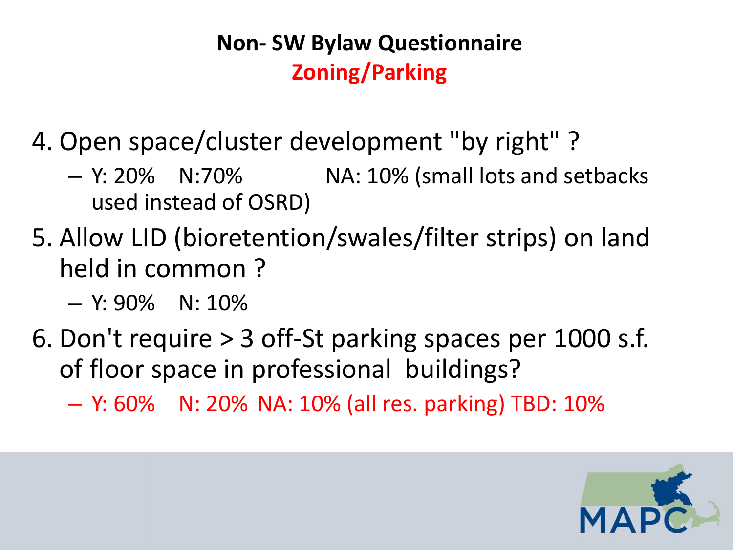## Non- SW Bylaw Questionnaire
## Zoning/Parking

4. Open space/cluster development "by right" ?
   - Y: 20% N:70% NA: 10% (small lots and setbacks used instead of OSRD)
5. Allow LID (bioretention/swales/filter strips) on land held in common ?
   - Y: 90% N: 10%
6. Don't require > 3 off-St parking spaces per 1000 s.f. of floor space in professional buildings?
   - Y: 60% N: 20% NA: 10% (all res. parking) TBD: 10%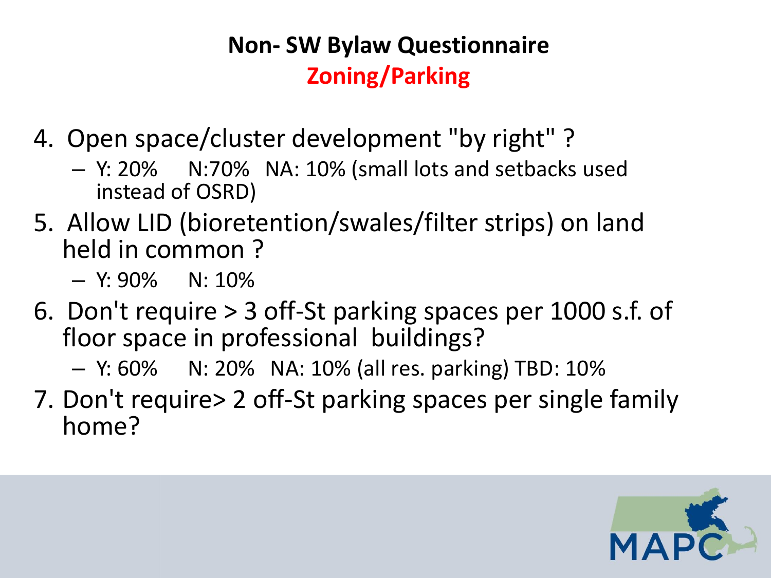## Non- SW Bylaw Questionnaire

## Zoning/Parking

4. Open space/cluster development "by right" ?
   - Y: 20% N:70% NA: 10% (small lots and setbacks used instead of OSRD)
5. Allow LID (bioretention/swales/filter strips) on land held in common ?
   - Y: 90% N: 10%
6. Don't require > 3 off-St parking spaces per 1000 s.f. of floor space in professional buildings?
   - Y: 60% N: 20% NA: 10% (all res. parking) TBD: 10%
7. Don't require> 2 off-St parking spaces per single family home?

MAPC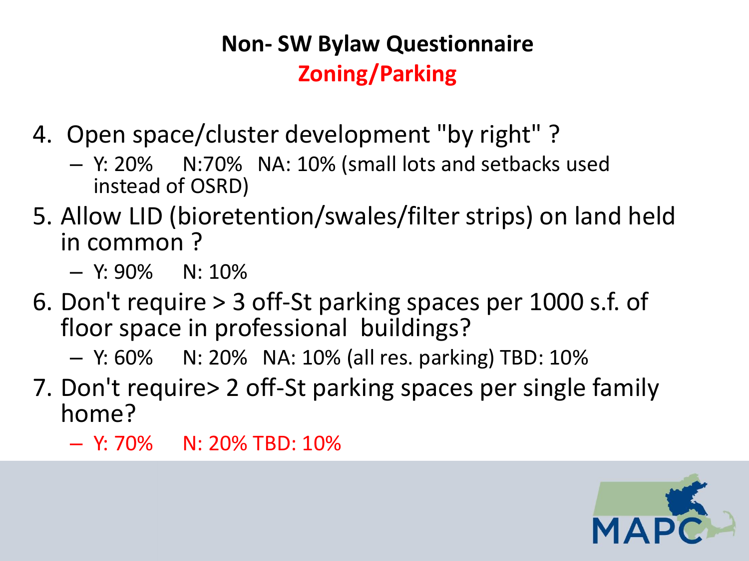## Non- SW Bylaw Questionnaire

### Zoning/Parking

4. Open space/cluster development "by right" ?
   - Y: 20% N:70% NA: 10% (small lots and setbacks used instead of OSRD)
5. Allow LID (bioretention/swales/filter strips) on land held in common ?
   - Y: 90% N: 10%
6. Don't require > 3 off-St parking spaces per 1000 s.f. of floor space in professional buildings?
   - Y: 60% N: 20% NA: 10% (all res. parking) TBD: 10%
7. Don't require> 2 off-St parking spaces per single family home?
   - Y: 70% N: 20% TBD: 10%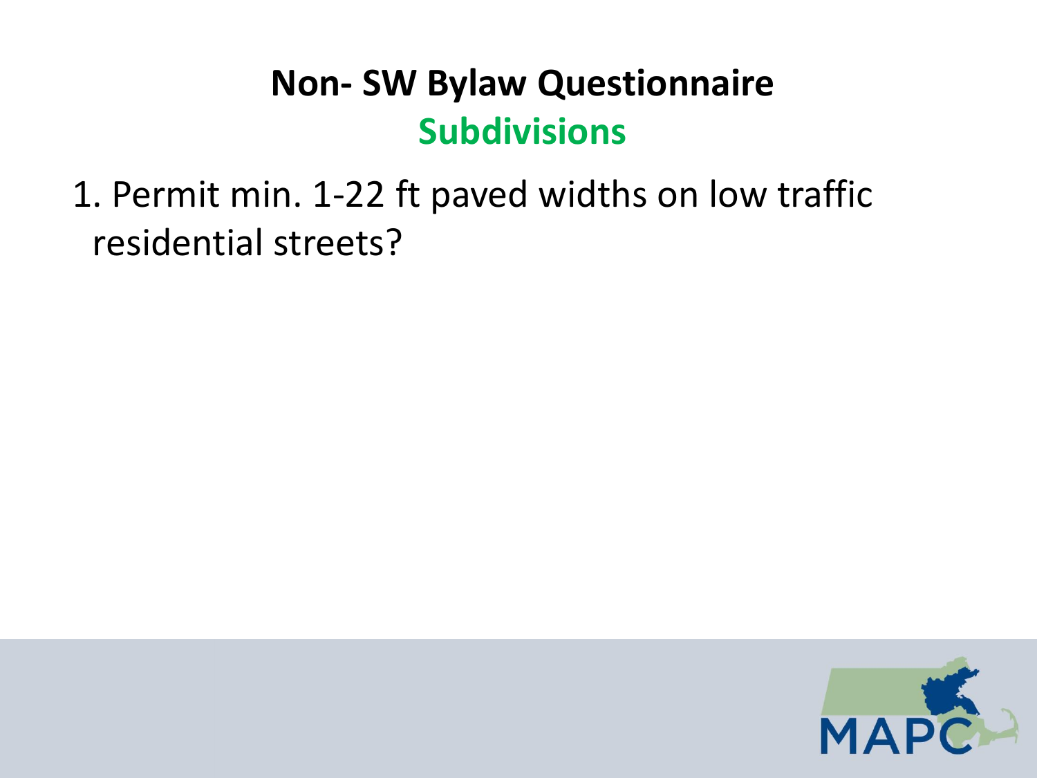# Non- SW Bylaw Questionnaire

## Subdivisions

1. Permit min. 1-22 ft paved widths on low traffic residential streets?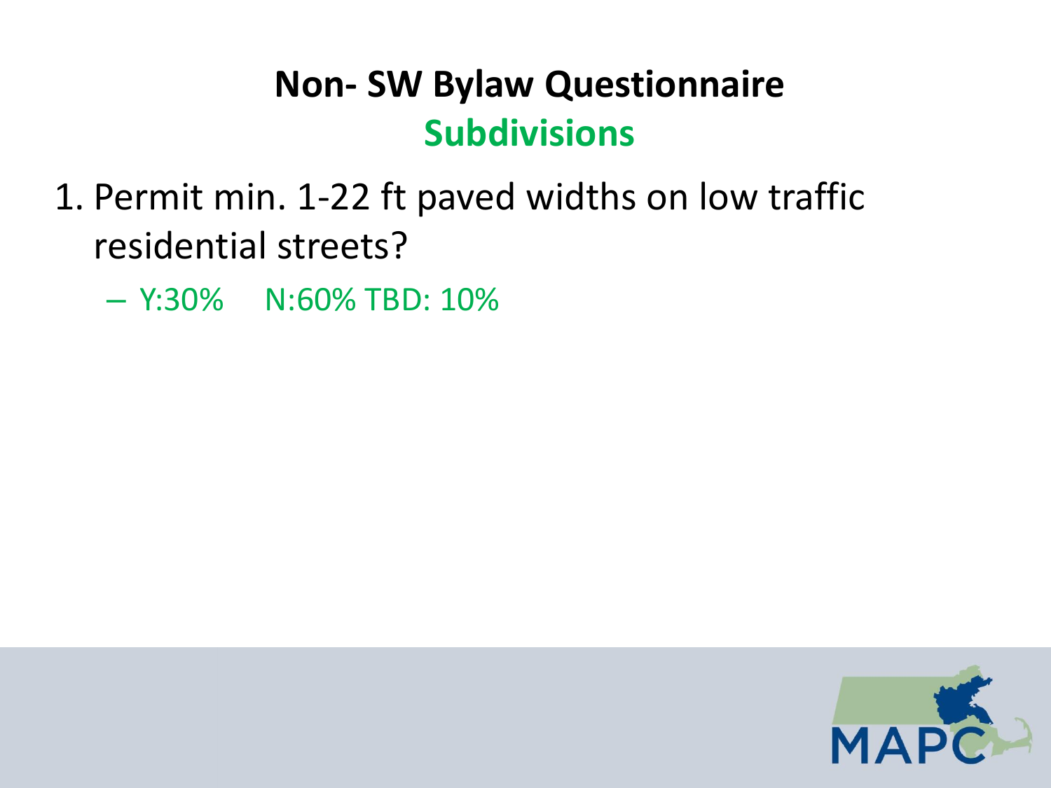# Non- SW Bylaw Questionnaire

## Subdivisions

1. Permit min. 1-22 ft paved widths on low traffic residential streets?
   - Y:30% N:60% TBD: 10%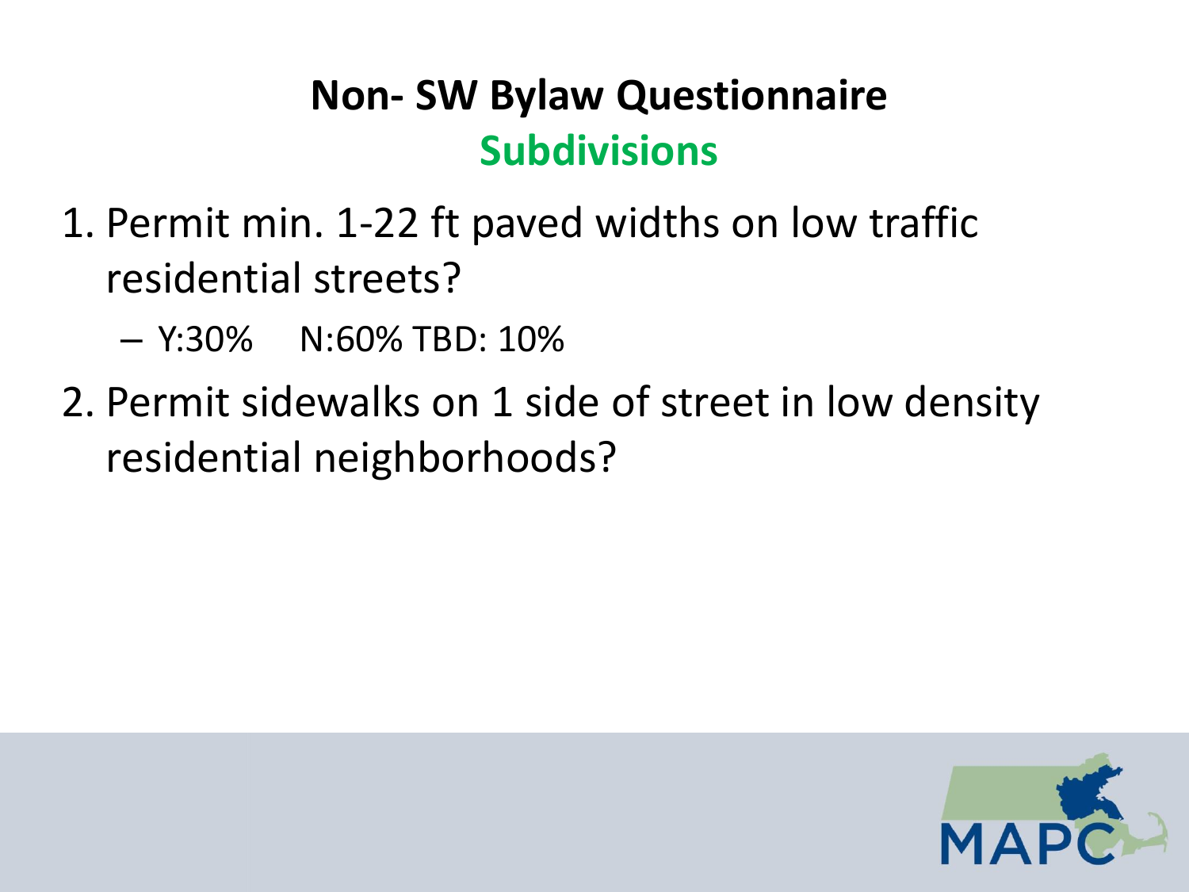# Non- SW Bylaw Questionnaire

## Subdivisions

1. Permit min. 1-22 ft paved widths on low traffic residential streets?
   - Y:30%     N:60% TBD: 10%
2. Permit sidewalks on 1 side of street in low density residential neighborhoods?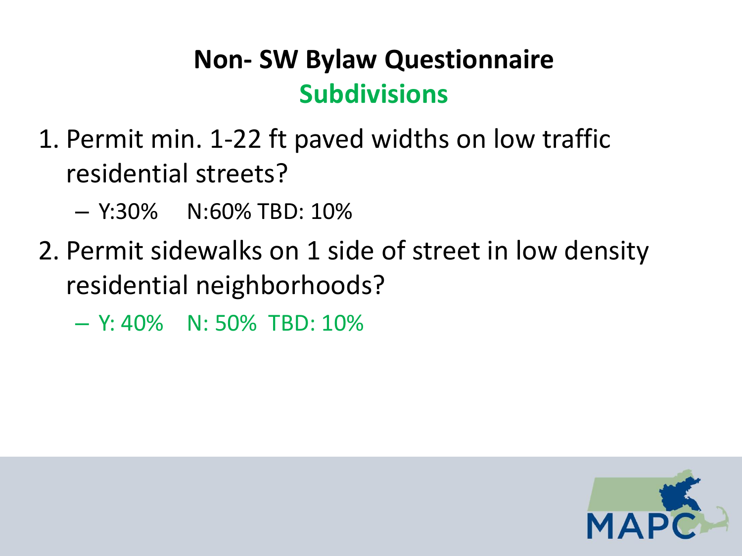# Non- SW Bylaw Questionnaire
## Subdivisions

1. Permit min. 1-22 ft paved widths on low traffic residential streets?
   - Y:30% N:60% TBD: 10%
2. Permit sidewalks on 1 side of street in low density residential neighborhoods?
   - Y: 40% N: 50% TBD: 10%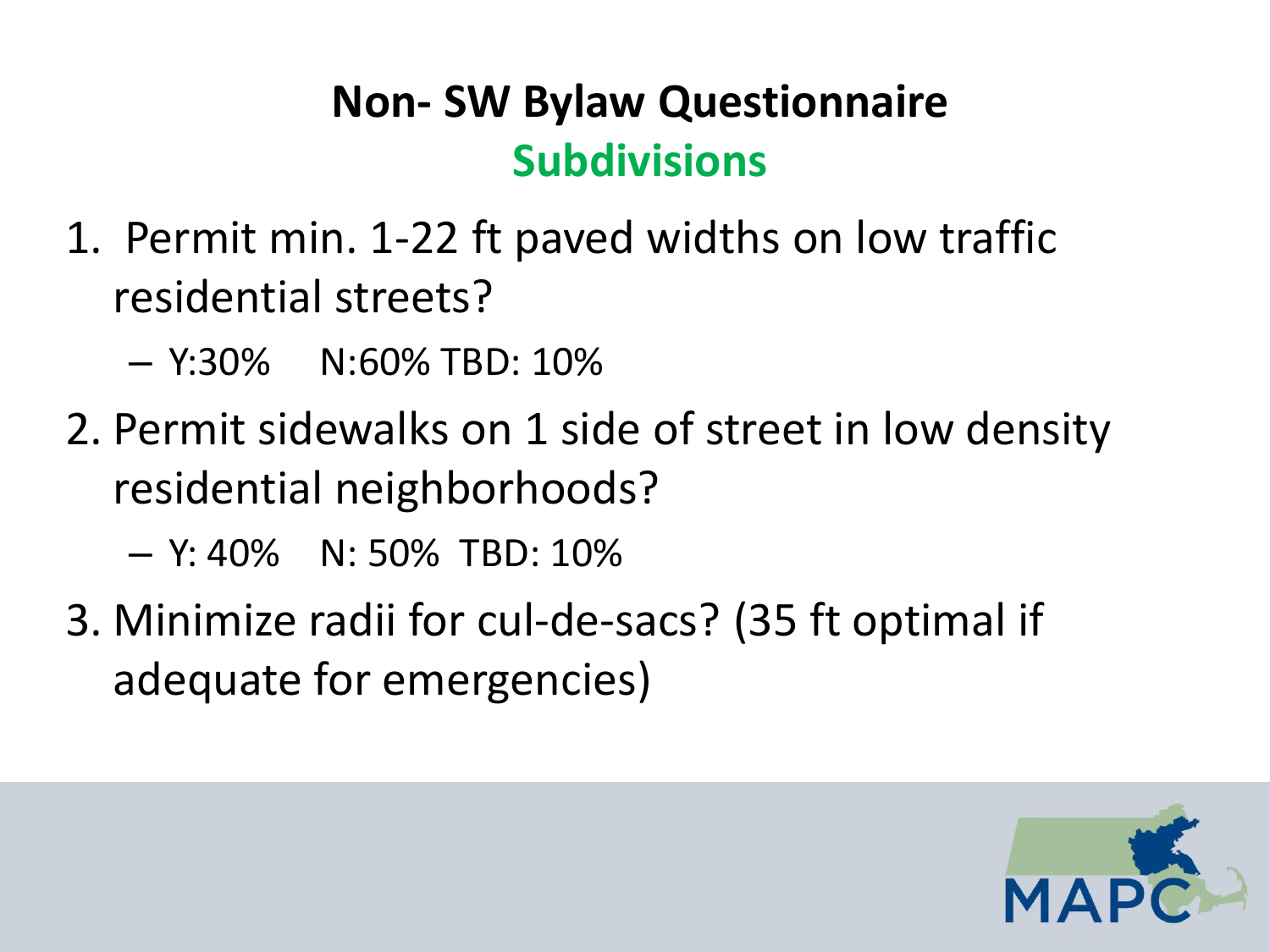# Non- SW Bylaw Questionnaire

## Subdivisions

1. Permit min. 1-22 ft paved widths on low traffic residential streets?
   - Y:30% N:60% TBD: 10%
2. Permit sidewalks on 1 side of street in low density residential neighborhoods?
   - Y: 40% N: 50% TBD: 10%
3. Minimize radii for cul-de-sacs? (35 ft optimal if adequate for emergencies)

MAPC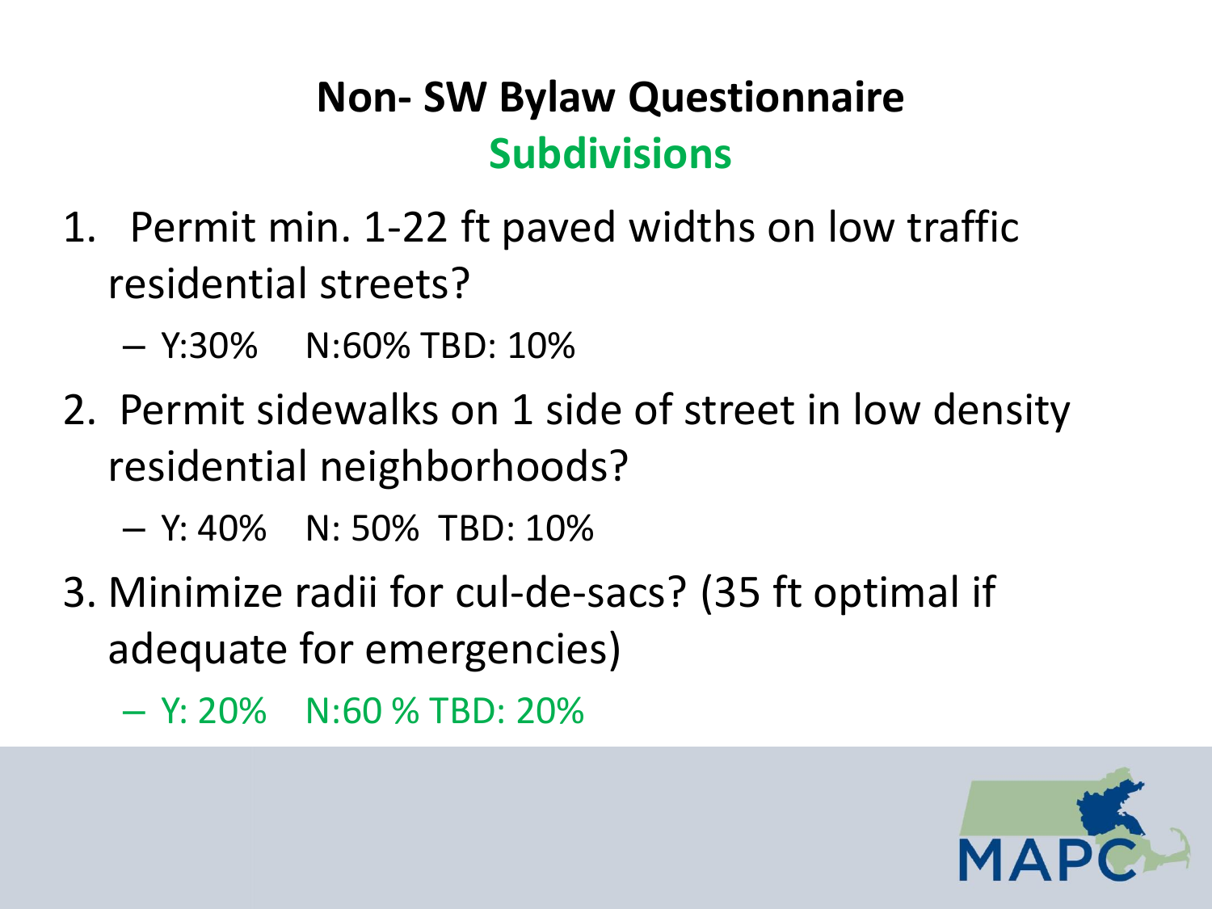# Non- SW Bylaw Questionnaire

## Subdivisions

1. Permit min. 1-22 ft paved widths on low traffic residential streets?
   - Y:30% N:60% TBD: 10%
2. Permit sidewalks on 1 side of street in low density residential neighborhoods?
   - Y: 40% N: 50% TBD: 10%
3. Minimize radii for cul-de-sacs? (35 ft optimal if adequate for emergencies)
   - Y: 20% N:60 % TBD: 20%

MAPC